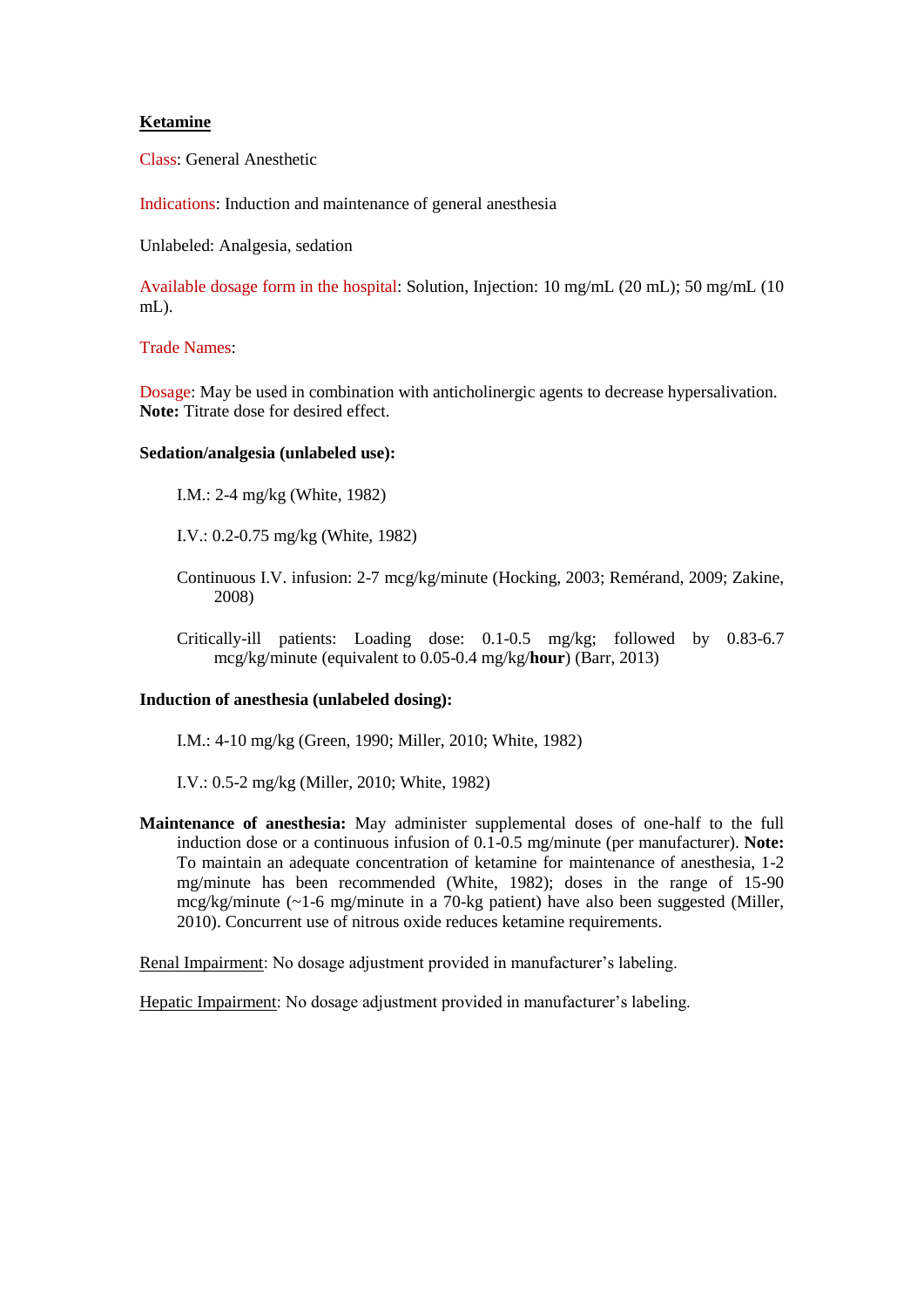**Ketamine**

Class: General Anesthetic

Indications: Induction and maintenance of general anesthesia

Unlabeled: Analgesia, sedation

Available dosage form in the hospital: Solution, Injection: 10 mg/mL (20 mL); 50 mg/mL (10 mL).

Trade Names:

Dosage: May be used in combination with anticholinergic agents to decrease hypersalivation. **Note:** Titrate dose for desired effect.

**Sedation/analgesia (unlabeled use):**

- I.M.: 2-4 mg/kg (White, 1982)
- I.V.: 0.2-0.75 mg/kg (White, 1982)
- Continuous I.V. infusion: 2-7 mcg/kg/minute (Hocking, 2003; Remérand, 2009; Zakine, 2008)
- Critically-ill patients: Loading dose: 0.1-0.5 mg/kg; followed by 0.83-6.7 mcg/kg/minute (equivalent to 0.05-0.4 mg/kg/**hour**) (Barr, 2013)

**Induction of anesthesia (unlabeled dosing):**

- I.M.: 4-10 mg/kg (Green, 1990; Miller, 2010; White, 1982)
- I.V.: 0.5-2 mg/kg (Miller, 2010; White, 1982)

**Maintenance of anesthesia:** May administer supplemental doses of one-half to the full induction dose or a continuous infusion of 0.1-0.5 mg/minute (per manufacturer). **Note:** To maintain an adequate concentration of ketamine for maintenance of anesthesia, 1-2 mg/minute has been recommended (White, 1982); doses in the range of 15-90 mcg/kg/minute (~1-6 mg/minute in a 70-kg patient) have also been suggested (Miller, 2010). Concurrent use of nitrous oxide reduces ketamine requirements.

Renal Impairment: No dosage adjustment provided in manufacturer's labeling.

Hepatic Impairment: No dosage adjustment provided in manufacturer's labeling.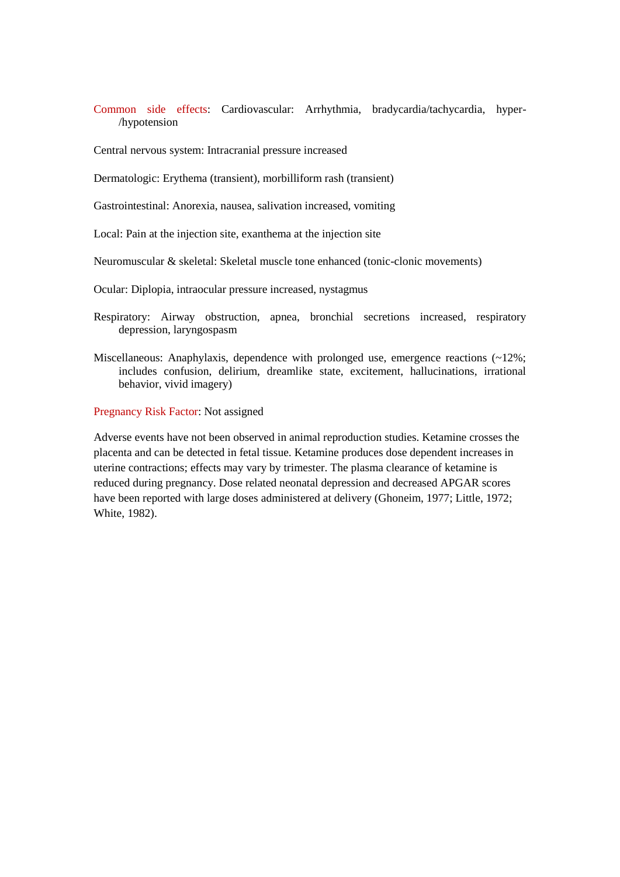Common side effects: Cardiovascular: Arrhythmia, bradycardia/tachycardia, hyper-/hypotension

Central nervous system: Intracranial pressure increased

Dermatologic: Erythema (transient), morbilliform rash (transient)

Gastrointestinal: Anorexia, nausea, salivation increased, vomiting

Local: Pain at the injection site, exanthema at the injection site

Neuromuscular & skeletal: Skeletal muscle tone enhanced (tonic-clonic movements)

Ocular: Diplopia, intraocular pressure increased, nystagmus

Respiratory: Airway obstruction, apnea, bronchial secretions increased, respiratory depression, laryngospasm

Miscellaneous: Anaphylaxis, dependence with prolonged use, emergence reactions (~12%; includes confusion, delirium, dreamlike state, excitement, hallucinations, irrational behavior, vivid imagery)

Pregnancy Risk Factor: Not assigned

Adverse events have not been observed in animal reproduction studies. Ketamine crosses the placenta and can be detected in fetal tissue. Ketamine produces dose dependent increases in uterine contractions; effects may vary by trimester. The plasma clearance of ketamine is reduced during pregnancy. Dose related neonatal depression and decreased APGAR scores have been reported with large doses administered at delivery (Ghoneim, 1977; Little, 1972; White, 1982).